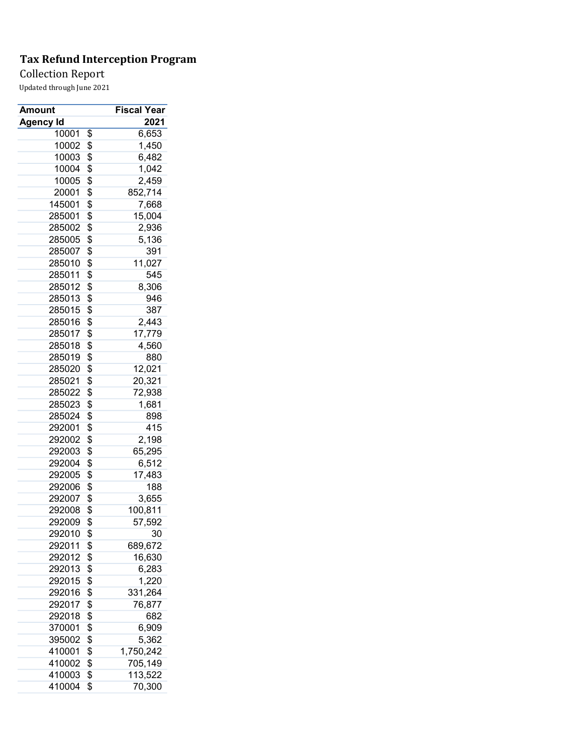# Tax Refund Interception Program

Collection Report

Updated through June 2021

| Amount | | Fiscal Year |
|---|---|---|
| Agency Id | | 2021 |
| 10001 | $ | 6,653 |
| 10002 | $ | 1,450 |
| 10003 | $ | 6,482 |
| 10004 | $ | 1,042 |
| 10005 | $ | 2,459 |
| 20001 | $ | 852,714 |
| 145001 | $ | 7,668 |
| 285001 | $ | 15,004 |
| 285002 | $ | 2,936 |
| 285005 | $ | 5,136 |
| 285007 | $ | 391 |
| 285010 | $ | 11,027 |
| 285011 | $ | 545 |
| 285012 | $ | 8,306 |
| 285013 | $ | 946 |
| 285015 | $ | 387 |
| 285016 | $ | 2,443 |
| 285017 | $ | 17,779 |
| 285018 | $ | 4,560 |
| 285019 | $ | 880 |
| 285020 | $ | 12,021 |
| 285021 | $ | 20,321 |
| 285022 | $ | 72,938 |
| 285023 | $ | 1,681 |
| 285024 | $ | 898 |
| 292001 | $ | 415 |
| 292002 | $ | 2,198 |
| 292003 | $ | 65,295 |
| 292004 | $ | 6,512 |
| 292005 | $ | 17,483 |
| 292006 | $ | 188 |
| 292007 | $ | 3,655 |
| 292008 | $ | 100,811 |
| 292009 | $ | 57,592 |
| 292010 | $ | 30 |
| 292011 | $ | 689,672 |
| 292012 | $ | 16,630 |
| 292013 | $ | 6,283 |
| 292015 | $ | 1,220 |
| 292016 | $ | 331,264 |
| 292017 | $ | 76,877 |
| 292018 | $ | 682 |
| 370001 | $ | 6,909 |
| 395002 | $ | 5,362 |
| 410001 | $ | 1,750,242 |
| 410002 | $ | 705,149 |
| 410003 | $ | 113,522 |
| 410004 | $ | 70,300 |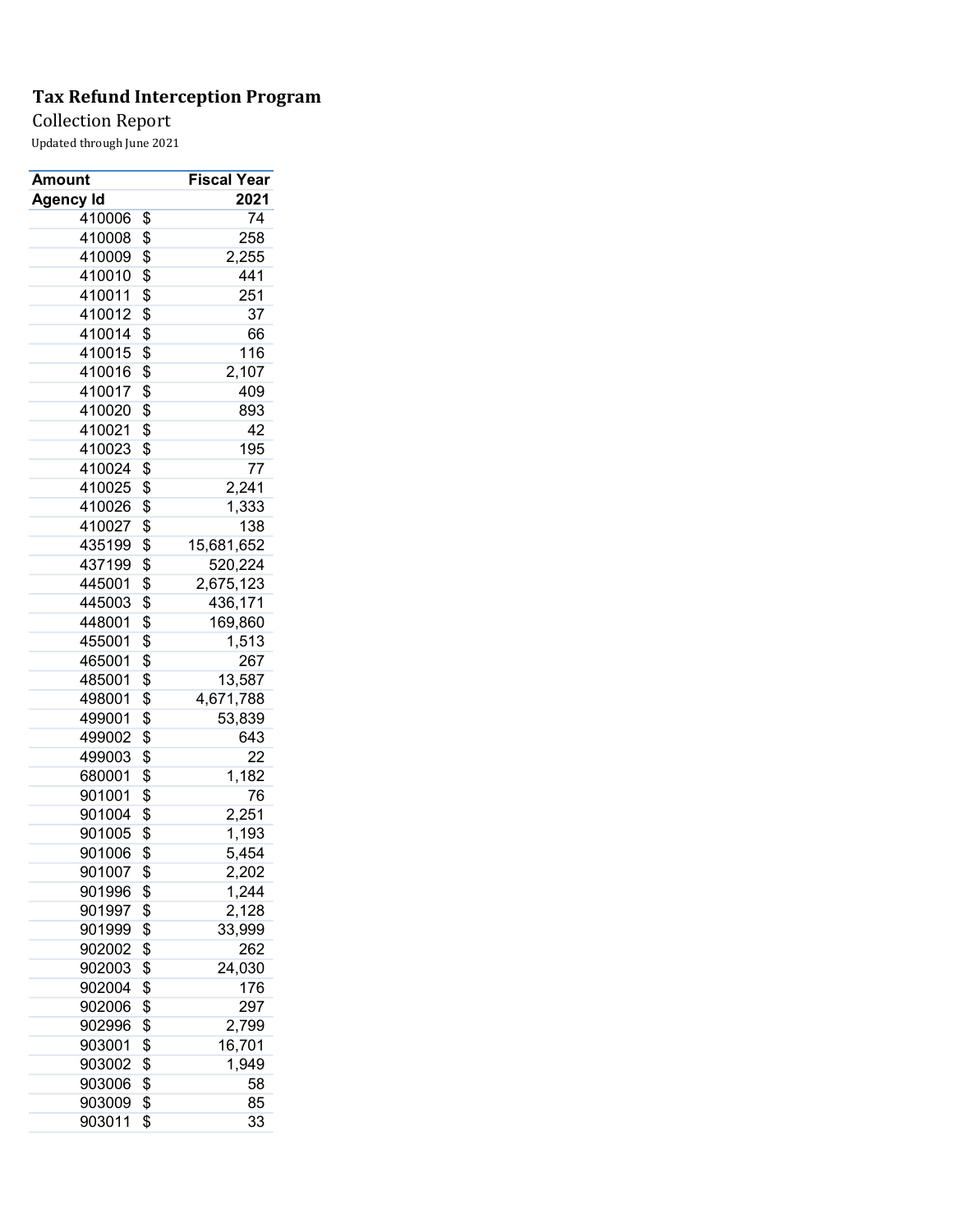**Tax Refund Interception Program**

Collection Report

Updated through June 2021

| Amount | | Fiscal Year |
|---|---|---|
| Agency Id | | 2021 |
| 410006 | $ | 74 |
| 410008 | $ | 258 |
| 410009 | $ | 2,255 |
| 410010 | $ | 441 |
| 410011 | $ | 251 |
| 410012 | $ | 37 |
| 410014 | $ | 66 |
| 410015 | $ | 116 |
| 410016 | $ | 2,107 |
| 410017 | $ | 409 |
| 410020 | $ | 893 |
| 410021 | $ | 42 |
| 410023 | $ | 195 |
| 410024 | $ | 77 |
| 410025 | $ | 2,241 |
| 410026 | $ | 1,333 |
| 410027 | $ | 138 |
| 435199 | $ | 15,681,652 |
| 437199 | $ | 520,224 |
| 445001 | $ | 2,675,123 |
| 445003 | $ | 436,171 |
| 448001 | $ | 169,860 |
| 455001 | $ | 1,513 |
| 465001 | $ | 267 |
| 485001 | $ | 13,587 |
| 498001 | $ | 4,671,788 |
| 499001 | $ | 53,839 |
| 499002 | $ | 643 |
| 499003 | $ | 22 |
| 680001 | $ | 1,182 |
| 901001 | $ | 76 |
| 901004 | $ | 2,251 |
| 901005 | $ | 1,193 |
| 901006 | $ | 5,454 |
| 901007 | $ | 2,202 |
| 901996 | $ | 1,244 |
| 901997 | $ | 2,128 |
| 901999 | $ | 33,999 |
| 902002 | $ | 262 |
| 902003 | $ | 24,030 |
| 902004 | $ | 176 |
| 902006 | $ | 297 |
| 902996 | $ | 2,799 |
| 903001 | $ | 16,701 |
| 903002 | $ | 1,949 |
| 903006 | $ | 58 |
| 903009 | $ | 85 |
| 903011 | $ | 33 |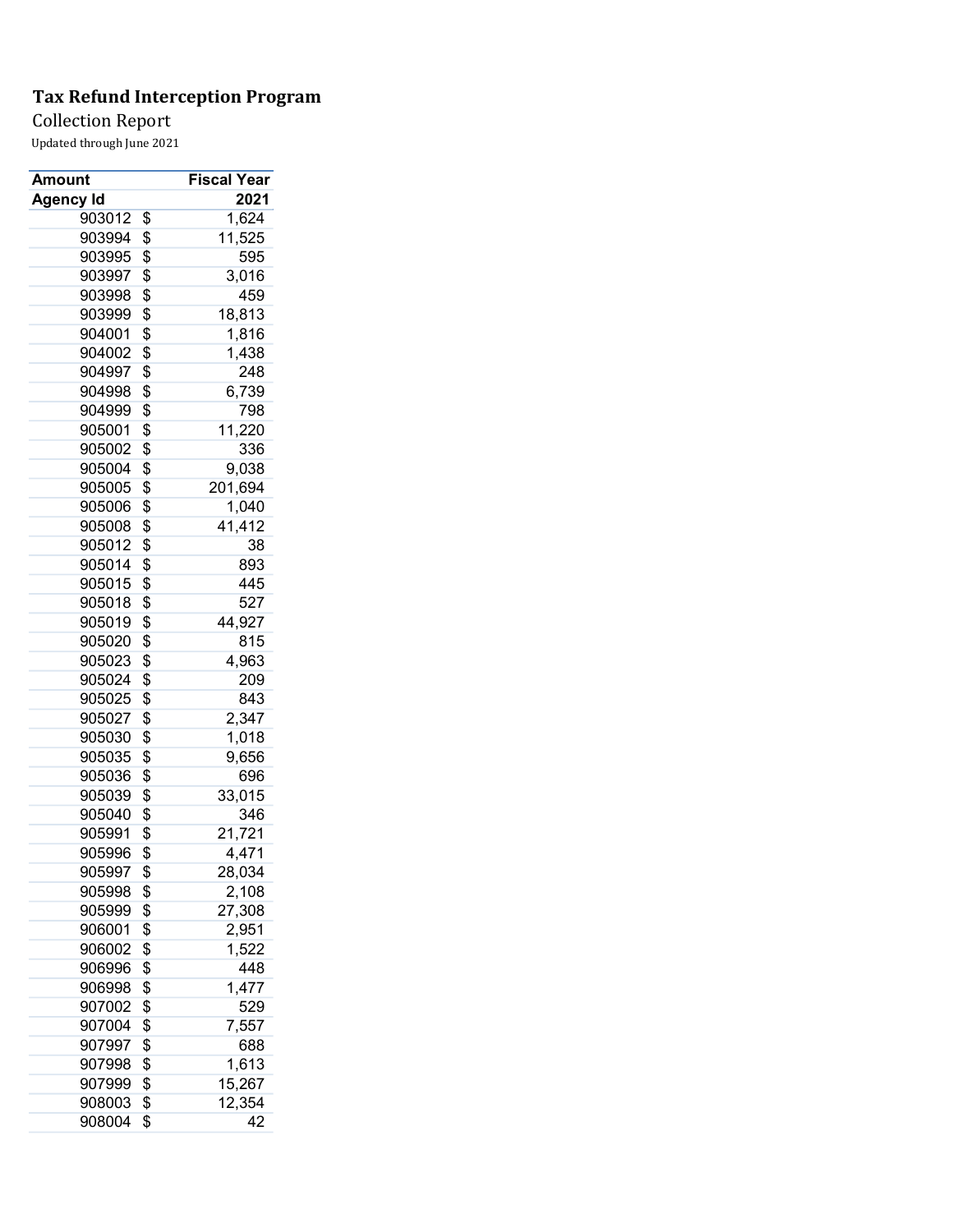# Tax Refund Interception Program

Collection Report

Updated through June 2021

| Amount | Fiscal Year |
|---|---|
| Agency Id | 2021 |
| 903012 | $ 1,624 |
| 903994 | $ 11,525 |
| 903995 | $ 595 |
| 903997 | $ 3,016 |
| 903998 | $ 459 |
| 903999 | $ 18,813 |
| 904001 | $ 1,816 |
| 904002 | $ 1,438 |
| 904997 | $ 248 |
| 904998 | $ 6,739 |
| 904999 | $ 798 |
| 905001 | $ 11,220 |
| 905002 | $ 336 |
| 905004 | $ 9,038 |
| 905005 | $ 201,694 |
| 905006 | $ 1,040 |
| 905008 | $ 41,412 |
| 905012 | $ 38 |
| 905014 | $ 893 |
| 905015 | $ 445 |
| 905018 | $ 527 |
| 905019 | $ 44,927 |
| 905020 | $ 815 |
| 905023 | $ 4,963 |
| 905024 | $ 209 |
| 905025 | $ 843 |
| 905027 | $ 2,347 |
| 905030 | $ 1,018 |
| 905035 | $ 9,656 |
| 905036 | $ 696 |
| 905039 | $ 33,015 |
| 905040 | $ 346 |
| 905991 | $ 21,721 |
| 905996 | $ 4,471 |
| 905997 | $ 28,034 |
| 905998 | $ 2,108 |
| 905999 | $ 27,308 |
| 906001 | $ 2,951 |
| 906002 | $ 1,522 |
| 906996 | $ 448 |
| 906998 | $ 1,477 |
| 907002 | $ 529 |
| 907004 | $ 7,557 |
| 907997 | $ 688 |
| 907998 | $ 1,613 |
| 907999 | $ 15,267 |
| 908003 | $ 12,354 |
| 908004 | $ 42 |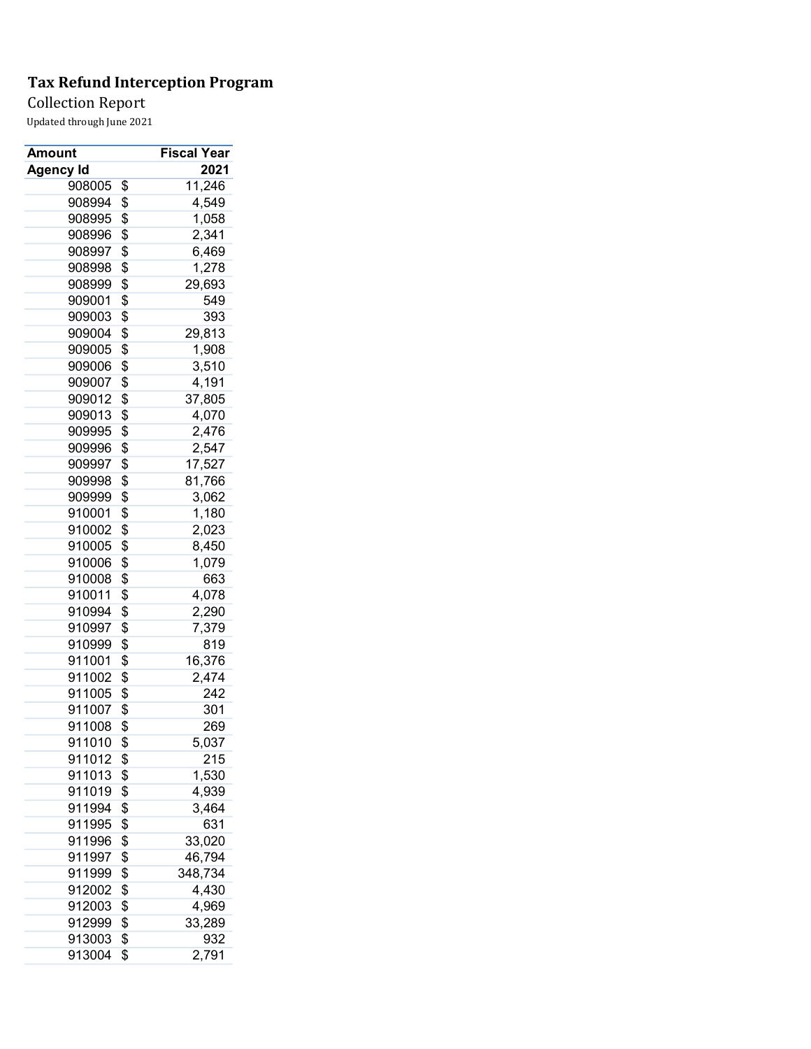**Tax Refund Interception Program**

Collection Report

Updated through June 2021

| Amount | Fiscal Year |
|---|---|
| Agency Id | 2021 |
| 908005 | $ 11,246 |
| 908994 | $ 4,549 |
| 908995 | $ 1,058 |
| 908996 | $ 2,341 |
| 908997 | $ 6,469 |
| 908998 | $ 1,278 |
| 908999 | $ 29,693 |
| 909001 | $ 549 |
| 909003 | $ 393 |
| 909004 | $ 29,813 |
| 909005 | $ 1,908 |
| 909006 | $ 3,510 |
| 909007 | $ 4,191 |
| 909012 | $ 37,805 |
| 909013 | $ 4,070 |
| 909995 | $ 2,476 |
| 909996 | $ 2,547 |
| 909997 | $ 17,527 |
| 909998 | $ 81,766 |
| 909999 | $ 3,062 |
| 910001 | $ 1,180 |
| 910002 | $ 2,023 |
| 910005 | $ 8,450 |
| 910006 | $ 1,079 |
| 910008 | $ 663 |
| 910011 | $ 4,078 |
| 910994 | $ 2,290 |
| 910997 | $ 7,379 |
| 910999 | $ 819 |
| 911001 | $ 16,376 |
| 911002 | $ 2,474 |
| 911005 | $ 242 |
| 911007 | $ 301 |
| 911008 | $ 269 |
| 911010 | $ 5,037 |
| 911012 | $ 215 |
| 911013 | $ 1,530 |
| 911019 | $ 4,939 |
| 911994 | $ 3,464 |
| 911995 | $ 631 |
| 911996 | $ 33,020 |
| 911997 | $ 46,794 |
| 911999 | $ 348,734 |
| 912002 | $ 4,430 |
| 912003 | $ 4,969 |
| 912999 | $ 33,289 |
| 913003 | $ 932 |
| 913004 | $ 2,791 |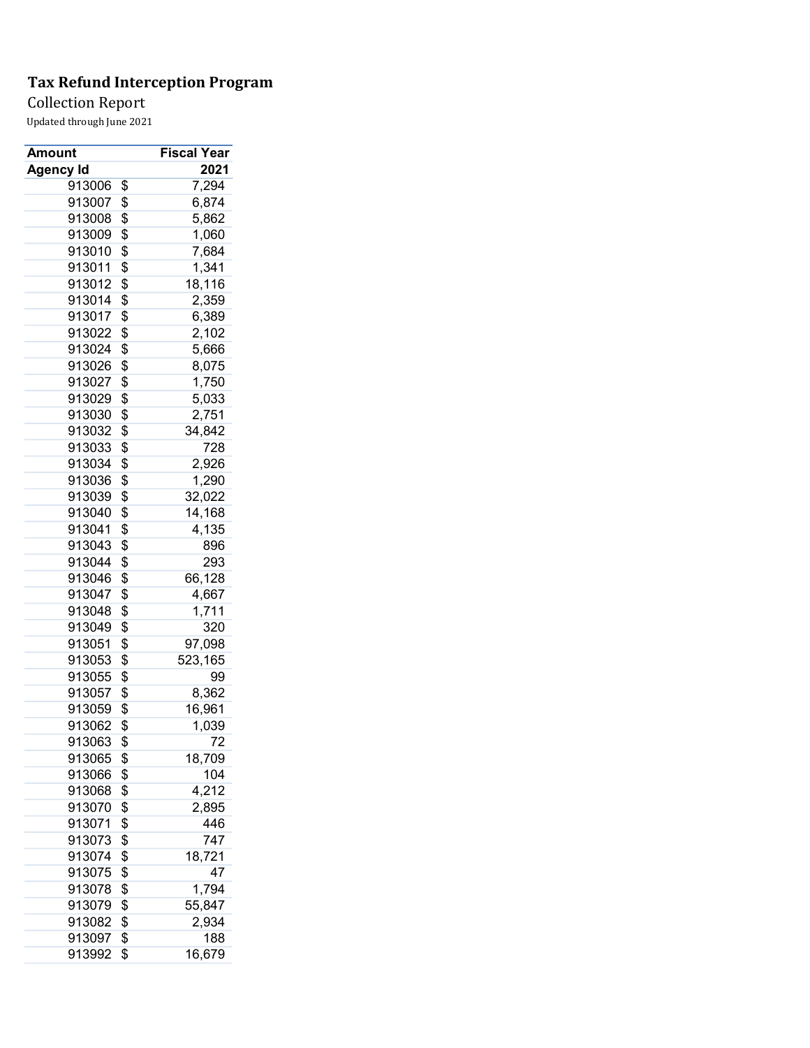# Tax Refund Interception Program

Collection Report

Updated through June 2021

| Amount | Fiscal Year |
|---|---|
| Agency Id | 2021 |
| 913006 | $ 7,294 |
| 913007 | $ 6,874 |
| 913008 | $ 5,862 |
| 913009 | $ 1,060 |
| 913010 | $ 7,684 |
| 913011 | $ 1,341 |
| 913012 | $ 18,116 |
| 913014 | $ 2,359 |
| 913017 | $ 6,389 |
| 913022 | $ 2,102 |
| 913024 | $ 5,666 |
| 913026 | $ 8,075 |
| 913027 | $ 1,750 |
| 913029 | $ 5,033 |
| 913030 | $ 2,751 |
| 913032 | $ 34,842 |
| 913033 | $ 728 |
| 913034 | $ 2,926 |
| 913036 | $ 1,290 |
| 913039 | $ 32,022 |
| 913040 | $ 14,168 |
| 913041 | $ 4,135 |
| 913043 | $ 896 |
| 913044 | $ 293 |
| 913046 | $ 66,128 |
| 913047 | $ 4,667 |
| 913048 | $ 1,711 |
| 913049 | $ 320 |
| 913051 | $ 97,098 |
| 913053 | $ 523,165 |
| 913055 | $ 99 |
| 913057 | $ 8,362 |
| 913059 | $ 16,961 |
| 913062 | $ 1,039 |
| 913063 | $ 72 |
| 913065 | $ 18,709 |
| 913066 | $ 104 |
| 913068 | $ 4,212 |
| 913070 | $ 2,895 |
| 913071 | $ 446 |
| 913073 | $ 747 |
| 913074 | $ 18,721 |
| 913075 | $ 47 |
| 913078 | $ 1,794 |
| 913079 | $ 55,847 |
| 913082 | $ 2,934 |
| 913097 | $ 188 |
| 913992 | $ 16,679 |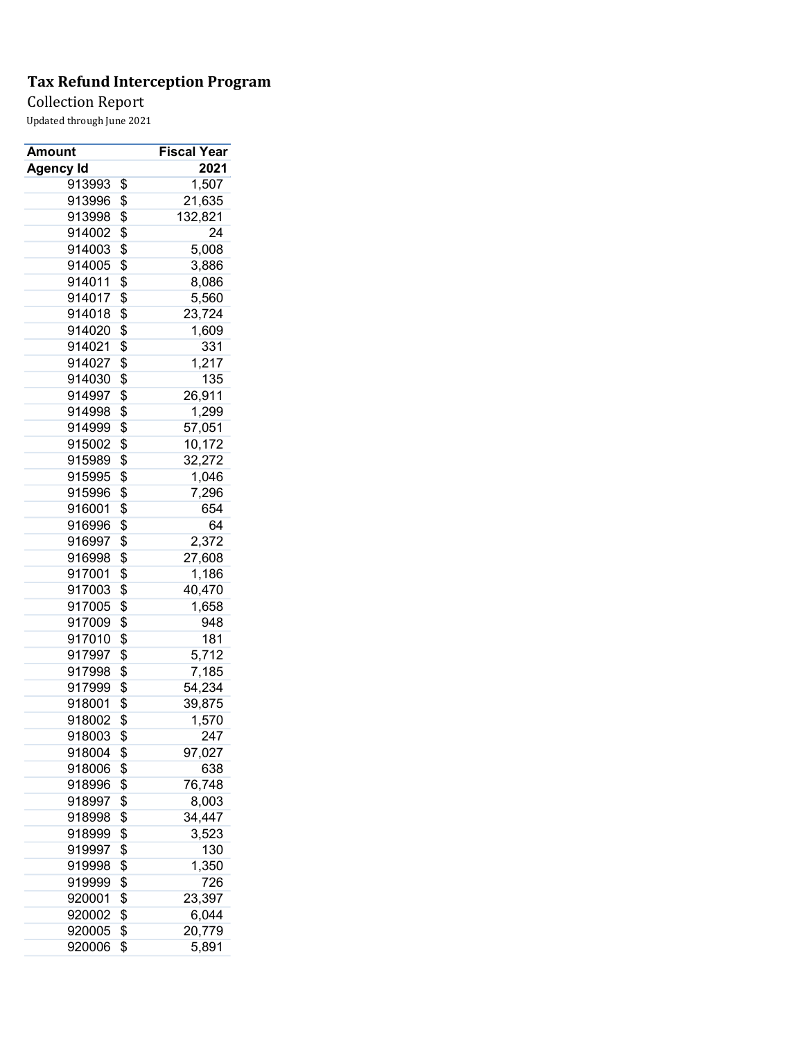# Tax Refund Interception Program

Collection Report

Updated through June 2021

| Amount | Fiscal Year |
|---|---|
| **Agency Id** | **2021** |
| 913993 | $ 1,507 |
| 913996 | $ 21,635 |
| 913998 | $ 132,821 |
| 914002 | $ 24 |
| 914003 | $ 5,008 |
| 914005 | $ 3,886 |
| 914011 | $ 8,086 |
| 914017 | $ 5,560 |
| 914018 | $ 23,724 |
| 914020 | $ 1,609 |
| 914021 | $ 331 |
| 914027 | $ 1,217 |
| 914030 | $ 135 |
| 914997 | $ 26,911 |
| 914998 | $ 1,299 |
| 914999 | $ 57,051 |
| 915002 | $ 10,172 |
| 915989 | $ 32,272 |
| 915995 | $ 1,046 |
| 915996 | $ 7,296 |
| 916001 | $ 654 |
| 916996 | $ 64 |
| 916997 | $ 2,372 |
| 916998 | $ 27,608 |
| 917001 | $ 1,186 |
| 917003 | $ 40,470 |
| 917005 | $ 1,658 |
| 917009 | $ 948 |
| 917010 | $ 181 |
| 917997 | $ 5,712 |
| 917998 | $ 7,185 |
| 917999 | $ 54,234 |
| 918001 | $ 39,875 |
| 918002 | $ 1,570 |
| 918003 | $ 247 |
| 918004 | $ 97,027 |
| 918006 | $ 638 |
| 918996 | $ 76,748 |
| 918997 | $ 8,003 |
| 918998 | $ 34,447 |
| 918999 | $ 3,523 |
| 919997 | $ 130 |
| 919998 | $ 1,350 |
| 919999 | $ 726 |
| 920001 | $ 23,397 |
| 920002 | $ 6,044 |
| 920005 | $ 20,779 |
| 920006 | $ 5,891 |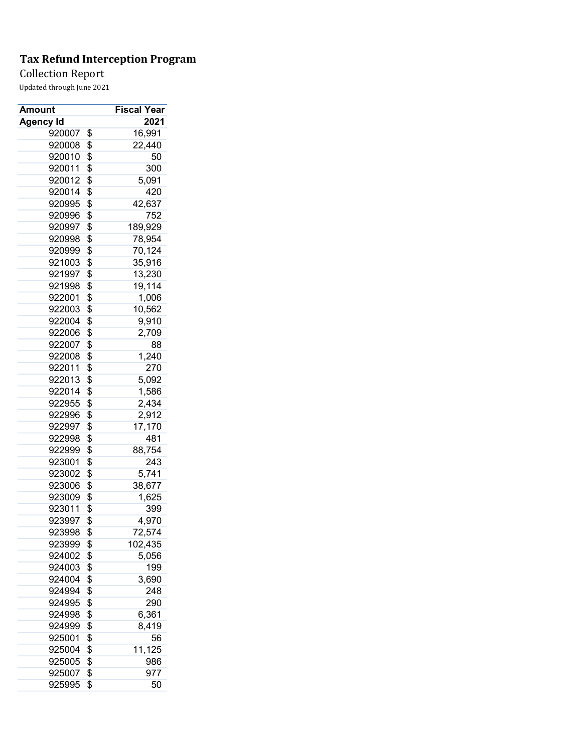**Tax Refund Interception Program**

Collection Report

Updated through June 2021

| Amount | Fiscal Year |
|---|---|
| **Agency Id** | **2021** |
| 920007 | $ 16,991 |
| 920008 | $ 22,440 |
| 920010 | $ 50 |
| 920011 | $ 300 |
| 920012 | $ 5,091 |
| 920014 | $ 420 |
| 920995 | $ 42,637 |
| 920996 | $ 752 |
| 920997 | $ 189,929 |
| 920998 | $ 78,954 |
| 920999 | $ 70,124 |
| 921003 | $ 35,916 |
| 921997 | $ 13,230 |
| 921998 | $ 19,114 |
| 922001 | $ 1,006 |
| 922003 | $ 10,562 |
| 922004 | $ 9,910 |
| 922006 | $ 2,709 |
| 922007 | $ 88 |
| 922008 | $ 1,240 |
| 922011 | $ 270 |
| 922013 | $ 5,092 |
| 922014 | $ 1,586 |
| 922955 | $ 2,434 |
| 922996 | $ 2,912 |
| 922997 | $ 17,170 |
| 922998 | $ 481 |
| 922999 | $ 88,754 |
| 923001 | $ 243 |
| 923002 | $ 5,741 |
| 923006 | $ 38,677 |
| 923009 | $ 1,625 |
| 923011 | $ 399 |
| 923997 | $ 4,970 |
| 923998 | $ 72,574 |
| 923999 | $ 102,435 |
| 924002 | $ 5,056 |
| 924003 | $ 199 |
| 924004 | $ 3,690 |
| 924994 | $ 248 |
| 924995 | $ 290 |
| 924998 | $ 6,361 |
| 924999 | $ 8,419 |
| 925001 | $ 56 |
| 925004 | $ 11,125 |
| 925005 | $ 986 |
| 925007 | $ 977 |
| 925995 | $ 50 |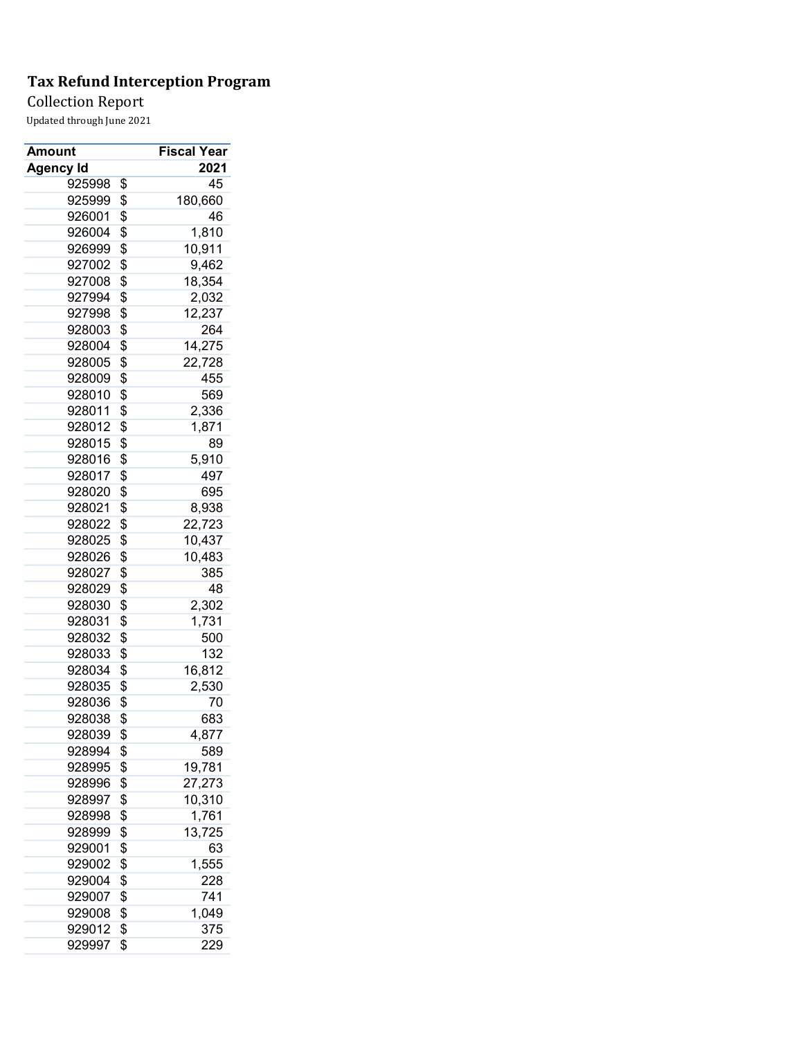**Tax Refund Interception Program**

Collection Report

Updated through June 2021

| Amount | Fiscal Year |
|---|---|
| Agency Id | 2021 |
| 925998 | $ 45 |
| 925999 | $ 180,660 |
| 926001 | $ 46 |
| 926004 | $ 1,810 |
| 926999 | $ 10,911 |
| 927002 | $ 9,462 |
| 927008 | $ 18,354 |
| 927994 | $ 2,032 |
| 927998 | $ 12,237 |
| 928003 | $ 264 |
| 928004 | $ 14,275 |
| 928005 | $ 22,728 |
| 928009 | $ 455 |
| 928010 | $ 569 |
| 928011 | $ 2,336 |
| 928012 | $ 1,871 |
| 928015 | $ 89 |
| 928016 | $ 5,910 |
| 928017 | $ 497 |
| 928020 | $ 695 |
| 928021 | $ 8,938 |
| 928022 | $ 22,723 |
| 928025 | $ 10,437 |
| 928026 | $ 10,483 |
| 928027 | $ 385 |
| 928029 | $ 48 |
| 928030 | $ 2,302 |
| 928031 | $ 1,731 |
| 928032 | $ 500 |
| 928033 | $ 132 |
| 928034 | $ 16,812 |
| 928035 | $ 2,530 |
| 928036 | $ 70 |
| 928038 | $ 683 |
| 928039 | $ 4,877 |
| 928994 | $ 589 |
| 928995 | $ 19,781 |
| 928996 | $ 27,273 |
| 928997 | $ 10,310 |
| 928998 | $ 1,761 |
| 928999 | $ 13,725 |
| 929001 | $ 63 |
| 929002 | $ 1,555 |
| 929004 | $ 228 |
| 929007 | $ 741 |
| 929008 | $ 1,049 |
| 929012 | $ 375 |
| 929997 | $ 229 |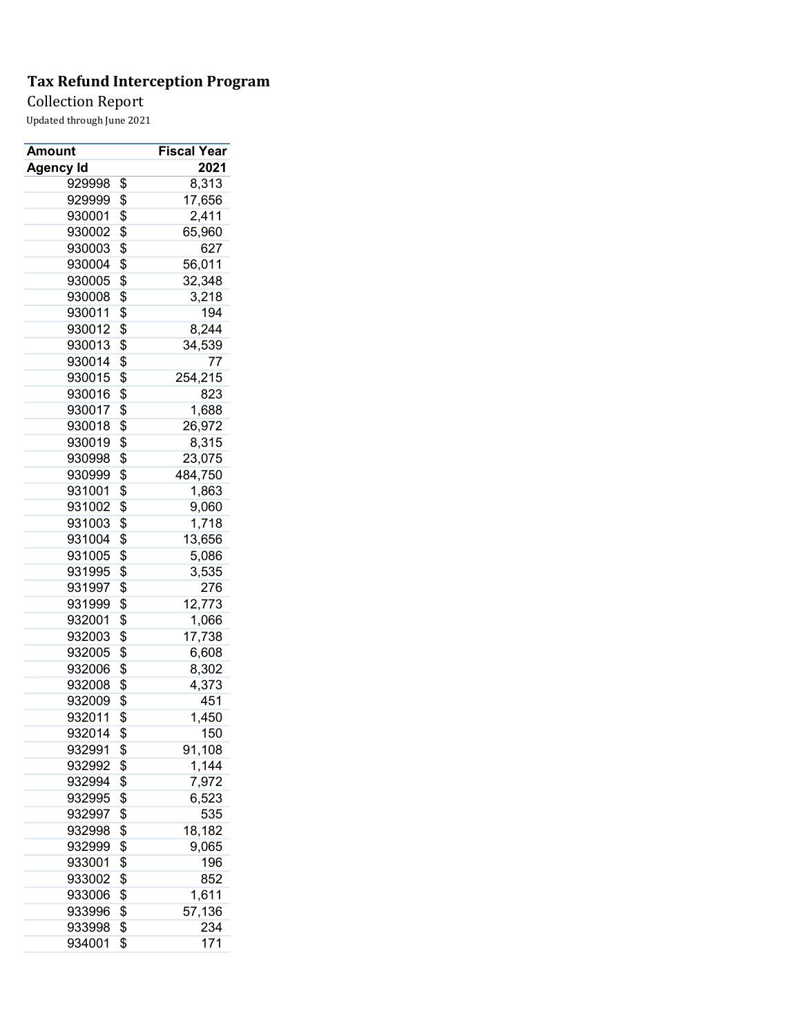# Tax Refund Interception Program

Collection Report

Updated through June 2021

| Amount | Fiscal Year |
|---|---|
| **Agency Id** | **2021** |
| 929998 | $ 8,313 |
| 929999 | $ 17,656 |
| 930001 | $ 2,411 |
| 930002 | $ 65,960 |
| 930003 | $ 627 |
| 930004 | $ 56,011 |
| 930005 | $ 32,348 |
| 930008 | $ 3,218 |
| 930011 | $ 194 |
| 930012 | $ 8,244 |
| 930013 | $ 34,539 |
| 930014 | $ 77 |
| 930015 | $ 254,215 |
| 930016 | $ 823 |
| 930017 | $ 1,688 |
| 930018 | $ 26,972 |
| 930019 | $ 8,315 |
| 930998 | $ 23,075 |
| 930999 | $ 484,750 |
| 931001 | $ 1,863 |
| 931002 | $ 9,060 |
| 931003 | $ 1,718 |
| 931004 | $ 13,656 |
| 931005 | $ 5,086 |
| 931995 | $ 3,535 |
| 931997 | $ 276 |
| 931999 | $ 12,773 |
| 932001 | $ 1,066 |
| 932003 | $ 17,738 |
| 932005 | $ 6,608 |
| 932006 | $ 8,302 |
| 932008 | $ 4,373 |
| 932009 | $ 451 |
| 932011 | $ 1,450 |
| 932014 | $ 150 |
| 932991 | $ 91,108 |
| 932992 | $ 1,144 |
| 932994 | $ 7,972 |
| 932995 | $ 6,523 |
| 932997 | $ 535 |
| 932998 | $ 18,182 |
| 932999 | $ 9,065 |
| 933001 | $ 196 |
| 933002 | $ 852 |
| 933006 | $ 1,611 |
| 933996 | $ 57,136 |
| 933998 | $ 234 |
| 934001 | $ 171 |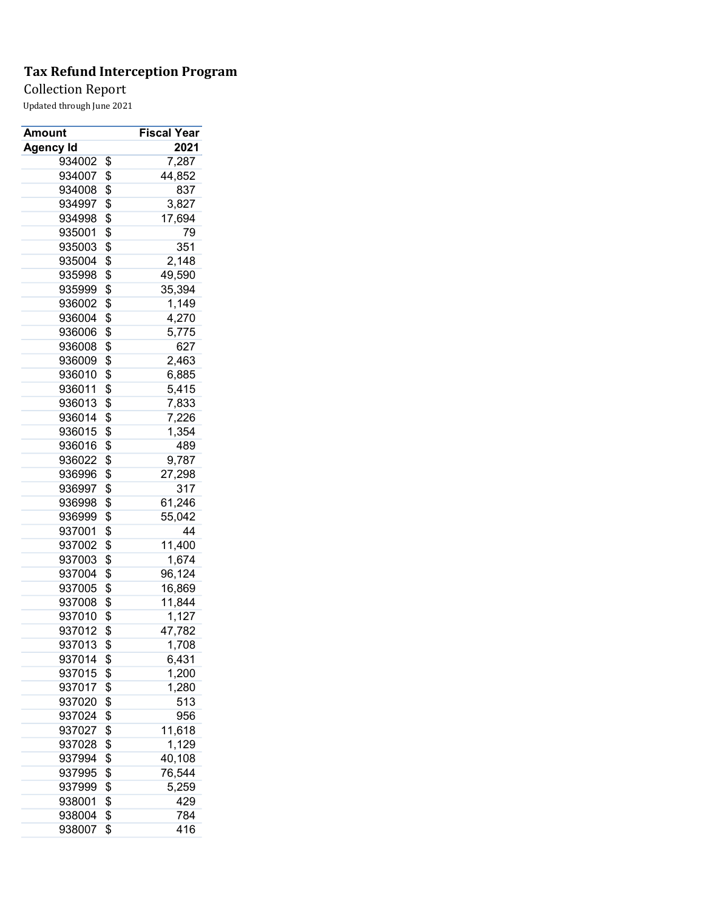**Tax Refund Interception Program**

Collection Report

Updated through June 2021

| Amount | Fiscal Year |
|---|---|
| **Agency Id** | **2021** |
| 934002 | $ 7,287 |
| 934007 | $ 44,852 |
| 934008 | $ 837 |
| 934997 | $ 3,827 |
| 934998 | $ 17,694 |
| 935001 | $ 79 |
| 935003 | $ 351 |
| 935004 | $ 2,148 |
| 935998 | $ 49,590 |
| 935999 | $ 35,394 |
| 936002 | $ 1,149 |
| 936004 | $ 4,270 |
| 936006 | $ 5,775 |
| 936008 | $ 627 |
| 936009 | $ 2,463 |
| 936010 | $ 6,885 |
| 936011 | $ 5,415 |
| 936013 | $ 7,833 |
| 936014 | $ 7,226 |
| 936015 | $ 1,354 |
| 936016 | $ 489 |
| 936022 | $ 9,787 |
| 936996 | $ 27,298 |
| 936997 | $ 317 |
| 936998 | $ 61,246 |
| 936999 | $ 55,042 |
| 937001 | $ 44 |
| 937002 | $ 11,400 |
| 937003 | $ 1,674 |
| 937004 | $ 96,124 |
| 937005 | $ 16,869 |
| 937008 | $ 11,844 |
| 937010 | $ 1,127 |
| 937012 | $ 47,782 |
| 937013 | $ 1,708 |
| 937014 | $ 6,431 |
| 937015 | $ 1,200 |
| 937017 | $ 1,280 |
| 937020 | $ 513 |
| 937024 | $ 956 |
| 937027 | $ 11,618 |
| 937028 | $ 1,129 |
| 937994 | $ 40,108 |
| 937995 | $ 76,544 |
| 937999 | $ 5,259 |
| 938001 | $ 429 |
| 938004 | $ 784 |
| 938007 | $ 416 |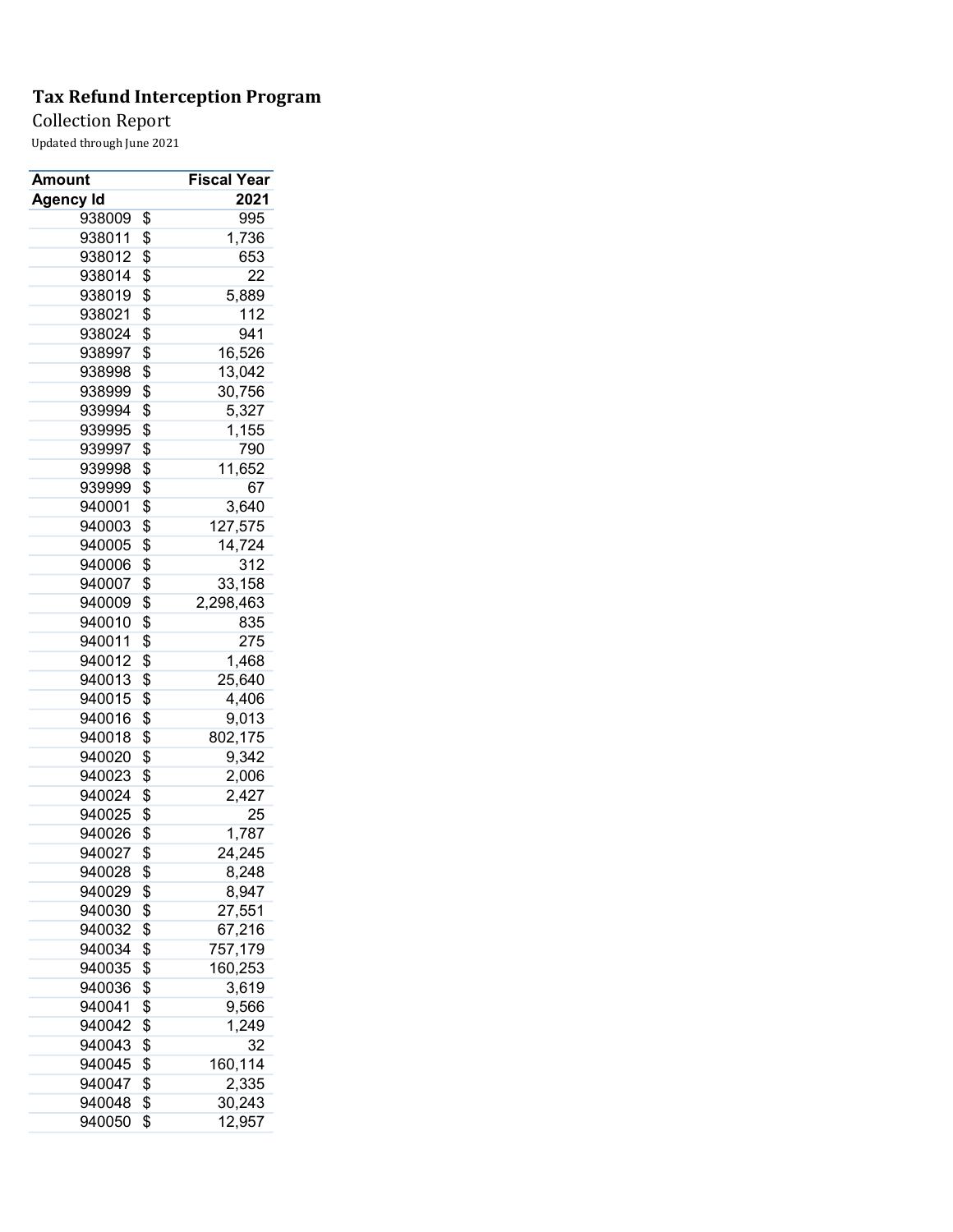# Tax Refund Interception Program

Collection Report

Updated through June 2021

| Amount | Fiscal Year |
|---|---|
| **Agency Id** | **2021** |
| 938009 | $ 995 |
| 938011 | $ 1,736 |
| 938012 | $ 653 |
| 938014 | $ 22 |
| 938019 | $ 5,889 |
| 938021 | $ 112 |
| 938024 | $ 941 |
| 938997 | $ 16,526 |
| 938998 | $ 13,042 |
| 938999 | $ 30,756 |
| 939994 | $ 5,327 |
| 939995 | $ 1,155 |
| 939997 | $ 790 |
| 939998 | $ 11,652 |
| 939999 | $ 67 |
| 940001 | $ 3,640 |
| 940003 | $ 127,575 |
| 940005 | $ 14,724 |
| 940006 | $ 312 |
| 940007 | $ 33,158 |
| 940009 | $ 2,298,463 |
| 940010 | $ 835 |
| 940011 | $ 275 |
| 940012 | $ 1,468 |
| 940013 | $ 25,640 |
| 940015 | $ 4,406 |
| 940016 | $ 9,013 |
| 940018 | $ 802,175 |
| 940020 | $ 9,342 |
| 940023 | $ 2,006 |
| 940024 | $ 2,427 |
| 940025 | $ 25 |
| 940026 | $ 1,787 |
| 940027 | $ 24,245 |
| 940028 | $ 8,248 |
| 940029 | $ 8,947 |
| 940030 | $ 27,551 |
| 940032 | $ 67,216 |
| 940034 | $ 757,179 |
| 940035 | $ 160,253 |
| 940036 | $ 3,619 |
| 940041 | $ 9,566 |
| 940042 | $ 1,249 |
| 940043 | $ 32 |
| 940045 | $ 160,114 |
| 940047 | $ 2,335 |
| 940048 | $ 30,243 |
| 940050 | $ 12,957 |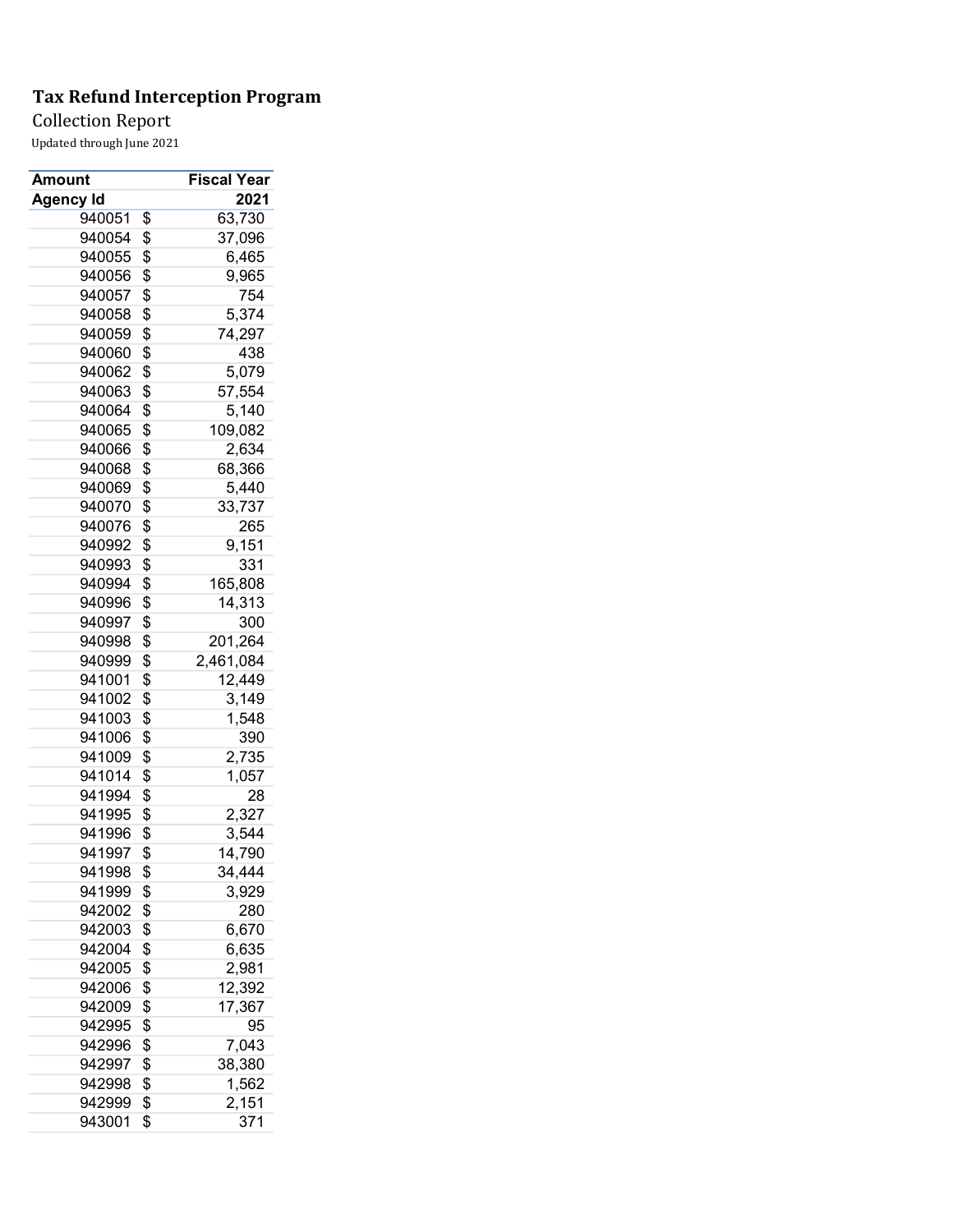**Tax Refund Interception Program**

Collection Report

Updated through June 2021

| Amount | | Fiscal Year |
|---|---|---|
| Agency Id | | 2021 |
| 940051 | $ | 63,730 |
| 940054 | $ | 37,096 |
| 940055 | $ | 6,465 |
| 940056 | $ | 9,965 |
| 940057 | $ | 754 |
| 940058 | $ | 5,374 |
| 940059 | $ | 74,297 |
| 940060 | $ | 438 |
| 940062 | $ | 5,079 |
| 940063 | $ | 57,554 |
| 940064 | $ | 5,140 |
| 940065 | $ | 109,082 |
| 940066 | $ | 2,634 |
| 940068 | $ | 68,366 |
| 940069 | $ | 5,440 |
| 940070 | $ | 33,737 |
| 940076 | $ | 265 |
| 940992 | $ | 9,151 |
| 940993 | $ | 331 |
| 940994 | $ | 165,808 |
| 940996 | $ | 14,313 |
| 940997 | $ | 300 |
| 940998 | $ | 201,264 |
| 940999 | $ | 2,461,084 |
| 941001 | $ | 12,449 |
| 941002 | $ | 3,149 |
| 941003 | $ | 1,548 |
| 941006 | $ | 390 |
| 941009 | $ | 2,735 |
| 941014 | $ | 1,057 |
| 941994 | $ | 28 |
| 941995 | $ | 2,327 |
| 941996 | $ | 3,544 |
| 941997 | $ | 14,790 |
| 941998 | $ | 34,444 |
| 941999 | $ | 3,929 |
| 942002 | $ | 280 |
| 942003 | $ | 6,670 |
| 942004 | $ | 6,635 |
| 942005 | $ | 2,981 |
| 942006 | $ | 12,392 |
| 942009 | $ | 17,367 |
| 942995 | $ | 95 |
| 942996 | $ | 7,043 |
| 942997 | $ | 38,380 |
| 942998 | $ | 1,562 |
| 942999 | $ | 2,151 |
| 943001 | $ | 371 |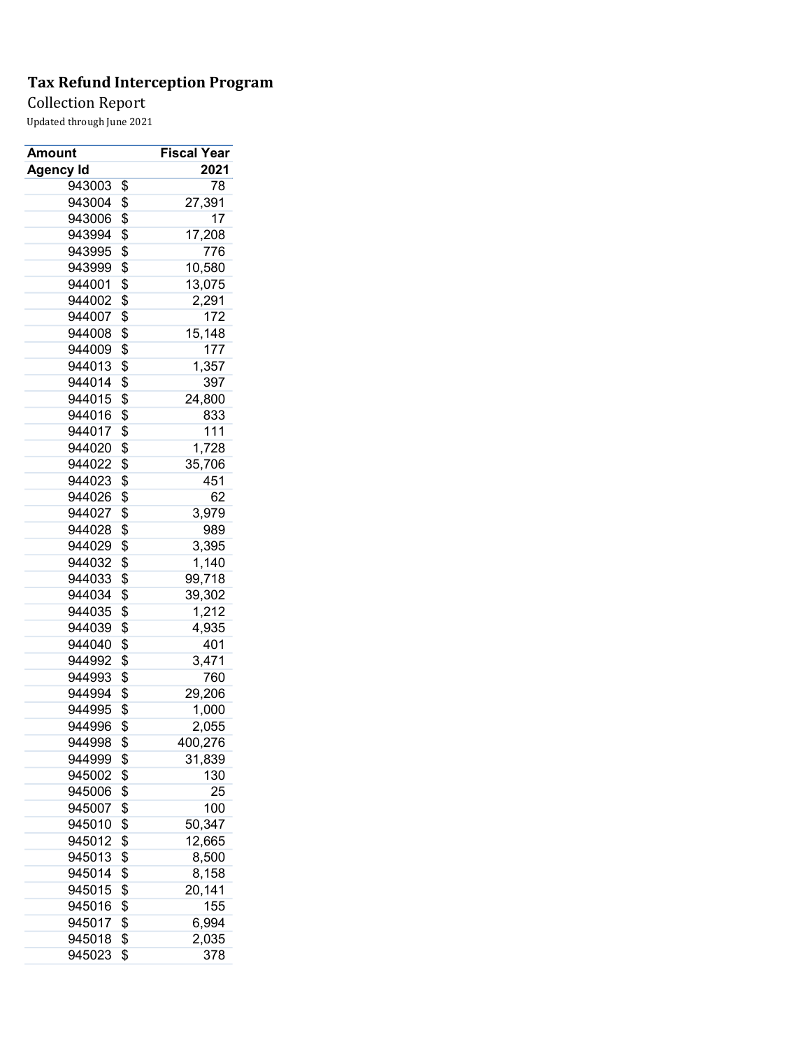**Tax Refund Interception Program**

Collection Report

Updated through June 2021

| Amount | Fiscal Year |
|---|---|
| **Agency Id** | **2021** |
| 943003 | $ 78 |
| 943004 | $ 27,391 |
| 943006 | $ 17 |
| 943994 | $ 17,208 |
| 943995 | $ 776 |
| 943999 | $ 10,580 |
| 944001 | $ 13,075 |
| 944002 | $ 2,291 |
| 944007 | $ 172 |
| 944008 | $ 15,148 |
| 944009 | $ 177 |
| 944013 | $ 1,357 |
| 944014 | $ 397 |
| 944015 | $ 24,800 |
| 944016 | $ 833 |
| 944017 | $ 111 |
| 944020 | $ 1,728 |
| 944022 | $ 35,706 |
| 944023 | $ 451 |
| 944026 | $ 62 |
| 944027 | $ 3,979 |
| 944028 | $ 989 |
| 944029 | $ 3,395 |
| 944032 | $ 1,140 |
| 944033 | $ 99,718 |
| 944034 | $ 39,302 |
| 944035 | $ 1,212 |
| 944039 | $ 4,935 |
| 944040 | $ 401 |
| 944992 | $ 3,471 |
| 944993 | $ 760 |
| 944994 | $ 29,206 |
| 944995 | $ 1,000 |
| 944996 | $ 2,055 |
| 944998 | $ 400,276 |
| 944999 | $ 31,839 |
| 945002 | $ 130 |
| 945006 | $ 25 |
| 945007 | $ 100 |
| 945010 | $ 50,347 |
| 945012 | $ 12,665 |
| 945013 | $ 8,500 |
| 945014 | $ 8,158 |
| 945015 | $ 20,141 |
| 945016 | $ 155 |
| 945017 | $ 6,994 |
| 945018 | $ 2,035 |
| 945023 | $ 378 |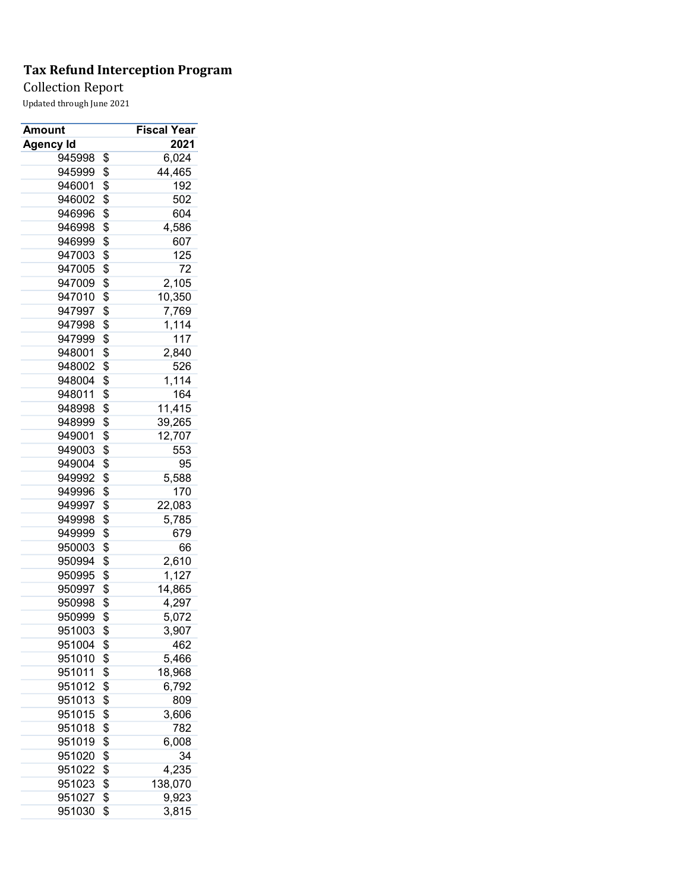**Tax Refund Interception Program**

Collection Report

Updated through June 2021

| Amount | Fiscal Year |
|---|---|
| **Agency Id** | **2021** |
| 945998 | $ 6,024 |
| 945999 | $ 44,465 |
| 946001 | $ 192 |
| 946002 | $ 502 |
| 946996 | $ 604 |
| 946998 | $ 4,586 |
| 946999 | $ 607 |
| 947003 | $ 125 |
| 947005 | $ 72 |
| 947009 | $ 2,105 |
| 947010 | $ 10,350 |
| 947997 | $ 7,769 |
| 947998 | $ 1,114 |
| 947999 | $ 117 |
| 948001 | $ 2,840 |
| 948002 | $ 526 |
| 948004 | $ 1,114 |
| 948011 | $ 164 |
| 948998 | $ 11,415 |
| 948999 | $ 39,265 |
| 949001 | $ 12,707 |
| 949003 | $ 553 |
| 949004 | $ 95 |
| 949992 | $ 5,588 |
| 949996 | $ 170 |
| 949997 | $ 22,083 |
| 949998 | $ 5,785 |
| 949999 | $ 679 |
| 950003 | $ 66 |
| 950994 | $ 2,610 |
| 950995 | $ 1,127 |
| 950997 | $ 14,865 |
| 950998 | $ 4,297 |
| 950999 | $ 5,072 |
| 951003 | $ 3,907 |
| 951004 | $ 462 |
| 951010 | $ 5,466 |
| 951011 | $ 18,968 |
| 951012 | $ 6,792 |
| 951013 | $ 809 |
| 951015 | $ 3,606 |
| 951018 | $ 782 |
| 951019 | $ 6,008 |
| 951020 | $ 34 |
| 951022 | $ 4,235 |
| 951023 | $ 138,070 |
| 951027 | $ 9,923 |
| 951030 | $ 3,815 |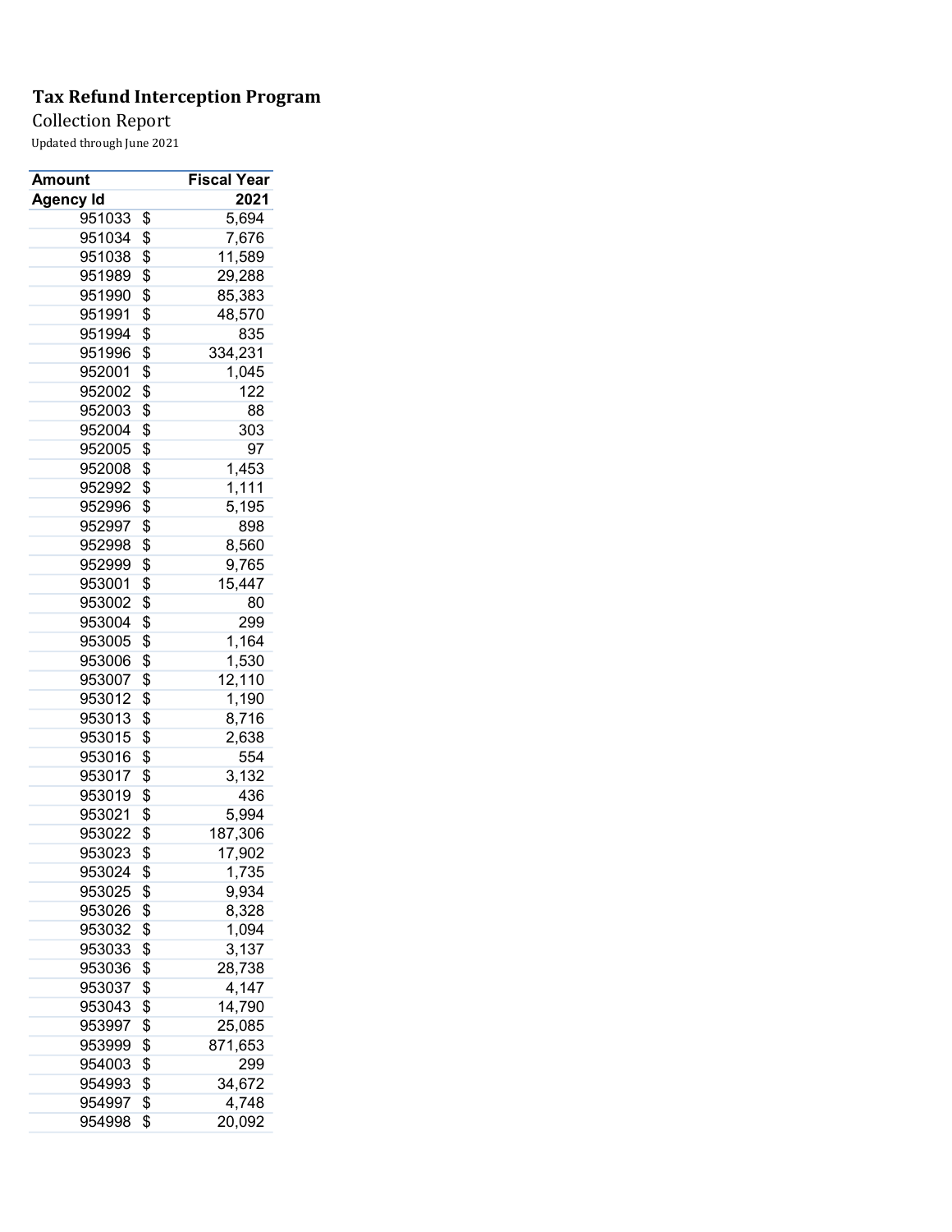**Tax Refund Interception Program**

Collection Report

Updated through June 2021

| Amount | Fiscal Year |
|---|---|
| Agency Id | 2021 |
| 951033 | $ 5,694 |
| 951034 | $ 7,676 |
| 951038 | $ 11,589 |
| 951989 | $ 29,288 |
| 951990 | $ 85,383 |
| 951991 | $ 48,570 |
| 951994 | $ 835 |
| 951996 | $ 334,231 |
| 952001 | $ 1,045 |
| 952002 | $ 122 |
| 952003 | $ 88 |
| 952004 | $ 303 |
| 952005 | $ 97 |
| 952008 | $ 1,453 |
| 952992 | $ 1,111 |
| 952996 | $ 5,195 |
| 952997 | $ 898 |
| 952998 | $ 8,560 |
| 952999 | $ 9,765 |
| 953001 | $ 15,447 |
| 953002 | $ 80 |
| 953004 | $ 299 |
| 953005 | $ 1,164 |
| 953006 | $ 1,530 |
| 953007 | $ 12,110 |
| 953012 | $ 1,190 |
| 953013 | $ 8,716 |
| 953015 | $ 2,638 |
| 953016 | $ 554 |
| 953017 | $ 3,132 |
| 953019 | $ 436 |
| 953021 | $ 5,994 |
| 953022 | $ 187,306 |
| 953023 | $ 17,902 |
| 953024 | $ 1,735 |
| 953025 | $ 9,934 |
| 953026 | $ 8,328 |
| 953032 | $ 1,094 |
| 953033 | $ 3,137 |
| 953036 | $ 28,738 |
| 953037 | $ 4,147 |
| 953043 | $ 14,790 |
| 953997 | $ 25,085 |
| 953999 | $ 871,653 |
| 954003 | $ 299 |
| 954993 | $ 34,672 |
| 954997 | $ 4,748 |
| 954998 | $ 20,092 |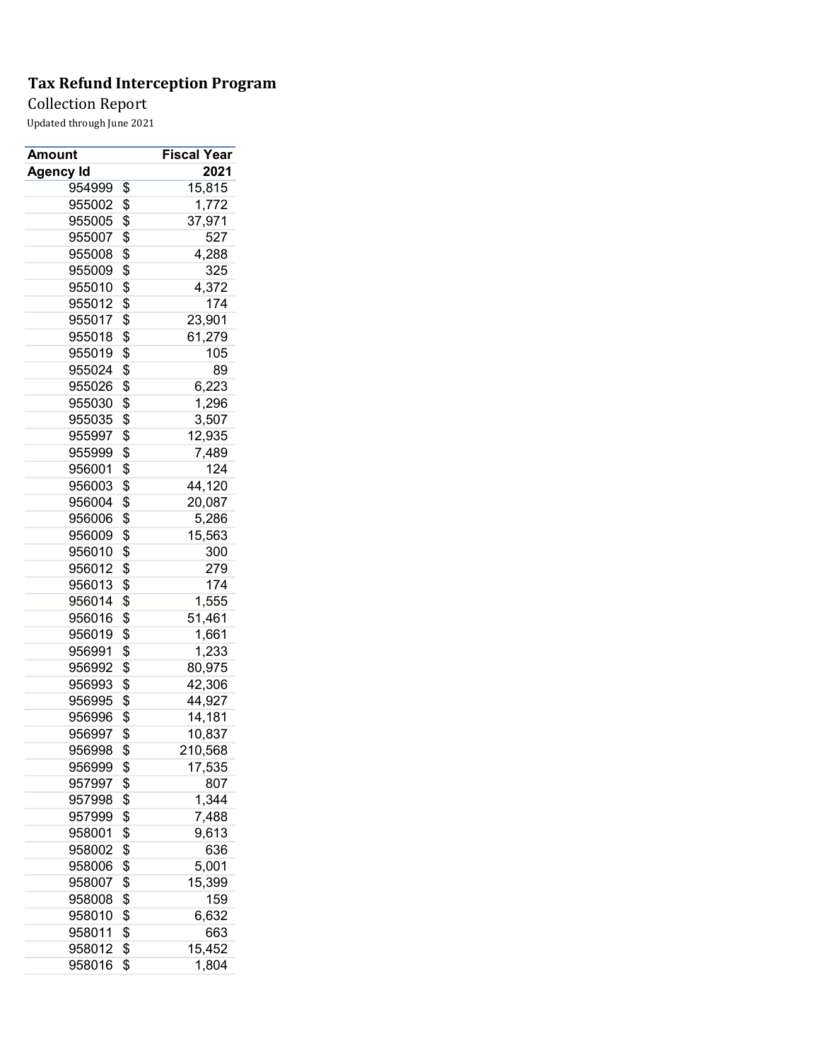**Tax Refund Interception Program**

Collection Report

Updated through June 2021

| Amount | Fiscal Year |
|---|---|
| **Agency Id** | **2021** |
| 954999 | $ 15,815 |
| 955002 | $ 1,772 |
| 955005 | $ 37,971 |
| 955007 | $ 527 |
| 955008 | $ 4,288 |
| 955009 | $ 325 |
| 955010 | $ 4,372 |
| 955012 | $ 174 |
| 955017 | $ 23,901 |
| 955018 | $ 61,279 |
| 955019 | $ 105 |
| 955024 | $ 89 |
| 955026 | $ 6,223 |
| 955030 | $ 1,296 |
| 955035 | $ 3,507 |
| 955997 | $ 12,935 |
| 955999 | $ 7,489 |
| 956001 | $ 124 |
| 956003 | $ 44,120 |
| 956004 | $ 20,087 |
| 956006 | $ 5,286 |
| 956009 | $ 15,563 |
| 956010 | $ 300 |
| 956012 | $ 279 |
| 956013 | $ 174 |
| 956014 | $ 1,555 |
| 956016 | $ 51,461 |
| 956019 | $ 1,661 |
| 956991 | $ 1,233 |
| 956992 | $ 80,975 |
| 956993 | $ 42,306 |
| 956995 | $ 44,927 |
| 956996 | $ 14,181 |
| 956997 | $ 10,837 |
| 956998 | $ 210,568 |
| 956999 | $ 17,535 |
| 957997 | $ 807 |
| 957998 | $ 1,344 |
| 957999 | $ 7,488 |
| 958001 | $ 9,613 |
| 958002 | $ 636 |
| 958006 | $ 5,001 |
| 958007 | $ 15,399 |
| 958008 | $ 159 |
| 958010 | $ 6,632 |
| 958011 | $ 663 |
| 958012 | $ 15,452 |
| 958016 | $ 1,804 |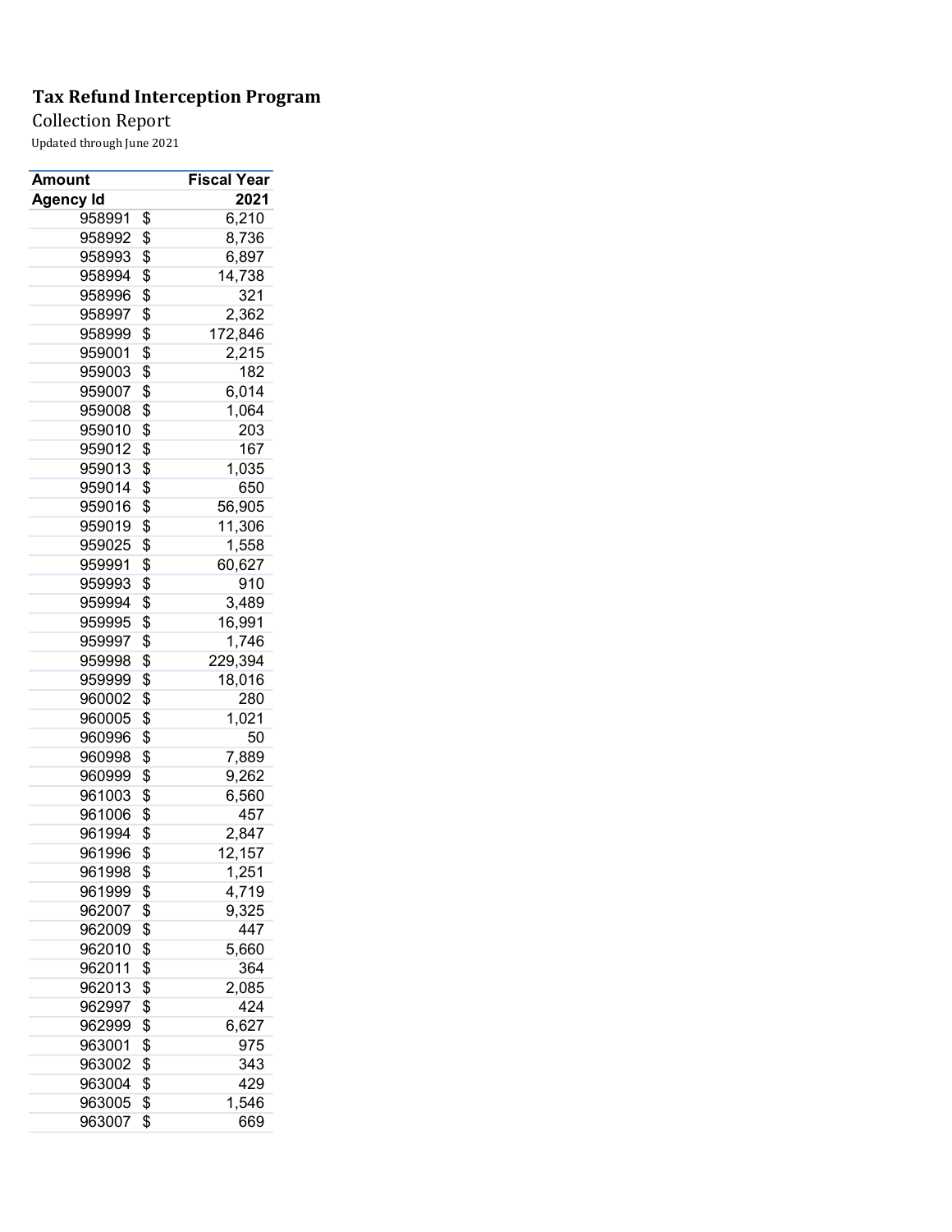**Tax Refund Interception Program**

Collection Report

Updated through June 2021

| Amount | Fiscal Year |
|---|---|
| Agency Id | 2021 |
| 958991 | $ 6,210 |
| 958992 | $ 8,736 |
| 958993 | $ 6,897 |
| 958994 | $ 14,738 |
| 958996 | $ 321 |
| 958997 | $ 2,362 |
| 958999 | $ 172,846 |
| 959001 | $ 2,215 |
| 959003 | $ 182 |
| 959007 | $ 6,014 |
| 959008 | $ 1,064 |
| 959010 | $ 203 |
| 959012 | $ 167 |
| 959013 | $ 1,035 |
| 959014 | $ 650 |
| 959016 | $ 56,905 |
| 959019 | $ 11,306 |
| 959025 | $ 1,558 |
| 959991 | $ 60,627 |
| 959993 | $ 910 |
| 959994 | $ 3,489 |
| 959995 | $ 16,991 |
| 959997 | $ 1,746 |
| 959998 | $ 229,394 |
| 959999 | $ 18,016 |
| 960002 | $ 280 |
| 960005 | $ 1,021 |
| 960996 | $ 50 |
| 960998 | $ 7,889 |
| 960999 | $ 9,262 |
| 961003 | $ 6,560 |
| 961006 | $ 457 |
| 961994 | $ 2,847 |
| 961996 | $ 12,157 |
| 961998 | $ 1,251 |
| 961999 | $ 4,719 |
| 962007 | $ 9,325 |
| 962009 | $ 447 |
| 962010 | $ 5,660 |
| 962011 | $ 364 |
| 962013 | $ 2,085 |
| 962997 | $ 424 |
| 962999 | $ 6,627 |
| 963001 | $ 975 |
| 963002 | $ 343 |
| 963004 | $ 429 |
| 963005 | $ 1,546 |
| 963007 | $ 669 |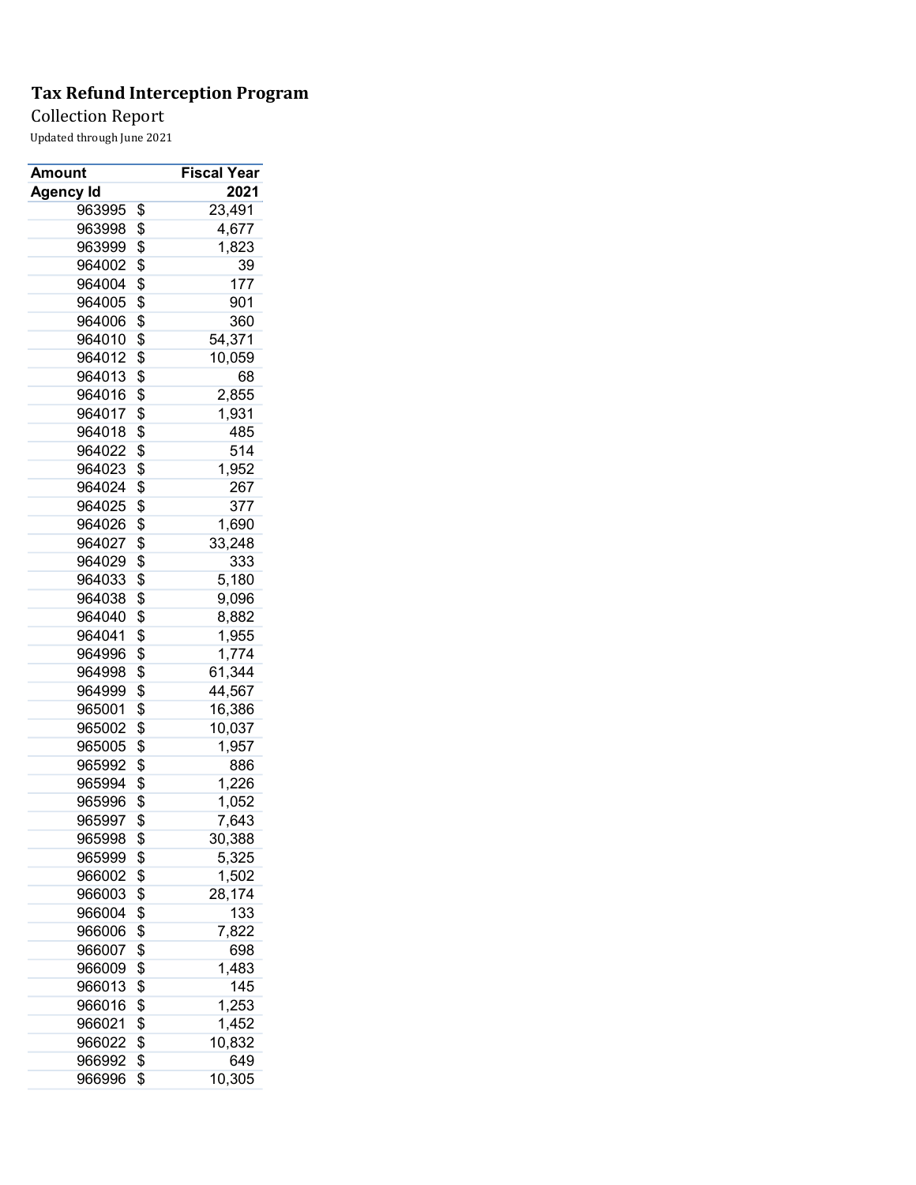# Tax Refund Interception Program

Collection Report

Updated through June 2021

| Amount | Fiscal Year |
|---|---|
| Agency Id | 2021 |
| 963995 | $ 23,491 |
| 963998 | $ 4,677 |
| 963999 | $ 1,823 |
| 964002 | $ 39 |
| 964004 | $ 177 |
| 964005 | $ 901 |
| 964006 | $ 360 |
| 964010 | $ 54,371 |
| 964012 | $ 10,059 |
| 964013 | $ 68 |
| 964016 | $ 2,855 |
| 964017 | $ 1,931 |
| 964018 | $ 485 |
| 964022 | $ 514 |
| 964023 | $ 1,952 |
| 964024 | $ 267 |
| 964025 | $ 377 |
| 964026 | $ 1,690 |
| 964027 | $ 33,248 |
| 964029 | $ 333 |
| 964033 | $ 5,180 |
| 964038 | $ 9,096 |
| 964040 | $ 8,882 |
| 964041 | $ 1,955 |
| 964996 | $ 1,774 |
| 964998 | $ 61,344 |
| 964999 | $ 44,567 |
| 965001 | $ 16,386 |
| 965002 | $ 10,037 |
| 965005 | $ 1,957 |
| 965992 | $ 886 |
| 965994 | $ 1,226 |
| 965996 | $ 1,052 |
| 965997 | $ 7,643 |
| 965998 | $ 30,388 |
| 965999 | $ 5,325 |
| 966002 | $ 1,502 |
| 966003 | $ 28,174 |
| 966004 | $ 133 |
| 966006 | $ 7,822 |
| 966007 | $ 698 |
| 966009 | $ 1,483 |
| 966013 | $ 145 |
| 966016 | $ 1,253 |
| 966021 | $ 1,452 |
| 966022 | $ 10,832 |
| 966992 | $ 649 |
| 966996 | $ 10,305 |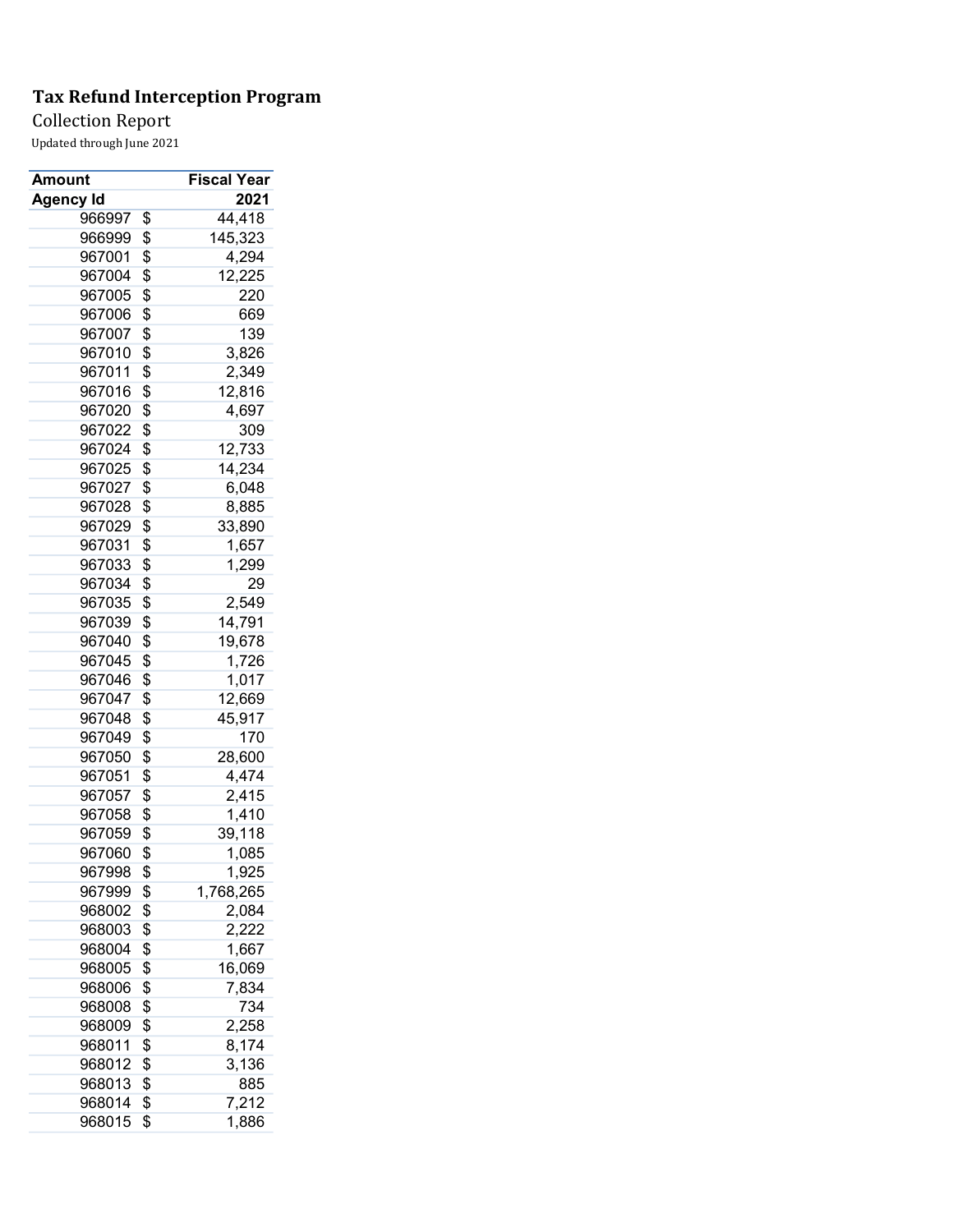**Tax Refund Interception Program**

Collection Report

Updated through June 2021

| Amount | Fiscal Year |
|---|---|
| Agency Id | 2021 |
| 966997 | $ 44,418 |
| 966999 | $ 145,323 |
| 967001 | $ 4,294 |
| 967004 | $ 12,225 |
| 967005 | $ 220 |
| 967006 | $ 669 |
| 967007 | $ 139 |
| 967010 | $ 3,826 |
| 967011 | $ 2,349 |
| 967016 | $ 12,816 |
| 967020 | $ 4,697 |
| 967022 | $ 309 |
| 967024 | $ 12,733 |
| 967025 | $ 14,234 |
| 967027 | $ 6,048 |
| 967028 | $ 8,885 |
| 967029 | $ 33,890 |
| 967031 | $ 1,657 |
| 967033 | $ 1,299 |
| 967034 | $ 29 |
| 967035 | $ 2,549 |
| 967039 | $ 14,791 |
| 967040 | $ 19,678 |
| 967045 | $ 1,726 |
| 967046 | $ 1,017 |
| 967047 | $ 12,669 |
| 967048 | $ 45,917 |
| 967049 | $ 170 |
| 967050 | $ 28,600 |
| 967051 | $ 4,474 |
| 967057 | $ 2,415 |
| 967058 | $ 1,410 |
| 967059 | $ 39,118 |
| 967060 | $ 1,085 |
| 967998 | $ 1,925 |
| 967999 | $ 1,768,265 |
| 968002 | $ 2,084 |
| 968003 | $ 2,222 |
| 968004 | $ 1,667 |
| 968005 | $ 16,069 |
| 968006 | $ 7,834 |
| 968008 | $ 734 |
| 968009 | $ 2,258 |
| 968011 | $ 8,174 |
| 968012 | $ 3,136 |
| 968013 | $ 885 |
| 968014 | $ 7,212 |
| 968015 | $ 1,886 |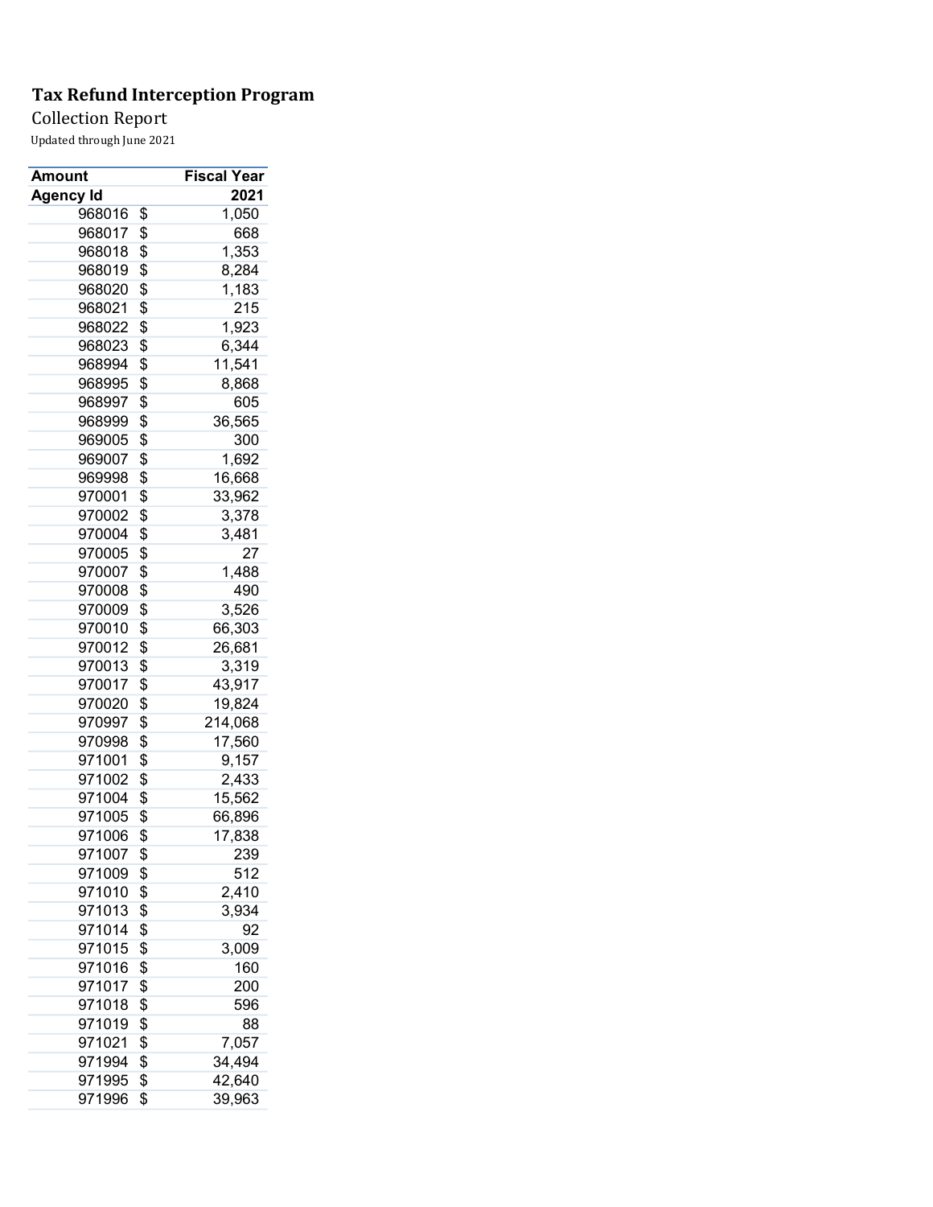**Tax Refund Interception Program**

Collection Report

Updated through June 2021

| Amount | Fiscal Year |
|---|---|
| **Agency Id** | **2021** |
| 968016 | $ 1,050 |
| 968017 | $ 668 |
| 968018 | $ 1,353 |
| 968019 | $ 8,284 |
| 968020 | $ 1,183 |
| 968021 | $ 215 |
| 968022 | $ 1,923 |
| 968023 | $ 6,344 |
| 968994 | $ 11,541 |
| 968995 | $ 8,868 |
| 968997 | $ 605 |
| 968999 | $ 36,565 |
| 969005 | $ 300 |
| 969007 | $ 1,692 |
| 969998 | $ 16,668 |
| 970001 | $ 33,962 |
| 970002 | $ 3,378 |
| 970004 | $ 3,481 |
| 970005 | $ 27 |
| 970007 | $ 1,488 |
| 970008 | $ 490 |
| 970009 | $ 3,526 |
| 970010 | $ 66,303 |
| 970012 | $ 26,681 |
| 970013 | $ 3,319 |
| 970017 | $ 43,917 |
| 970020 | $ 19,824 |
| 970997 | $ 214,068 |
| 970998 | $ 17,560 |
| 971001 | $ 9,157 |
| 971002 | $ 2,433 |
| 971004 | $ 15,562 |
| 971005 | $ 66,896 |
| 971006 | $ 17,838 |
| 971007 | $ 239 |
| 971009 | $ 512 |
| 971010 | $ 2,410 |
| 971013 | $ 3,934 |
| 971014 | $ 92 |
| 971015 | $ 3,009 |
| 971016 | $ 160 |
| 971017 | $ 200 |
| 971018 | $ 596 |
| 971019 | $ 88 |
| 971021 | $ 7,057 |
| 971994 | $ 34,494 |
| 971995 | $ 42,640 |
| 971996 | $ 39,963 |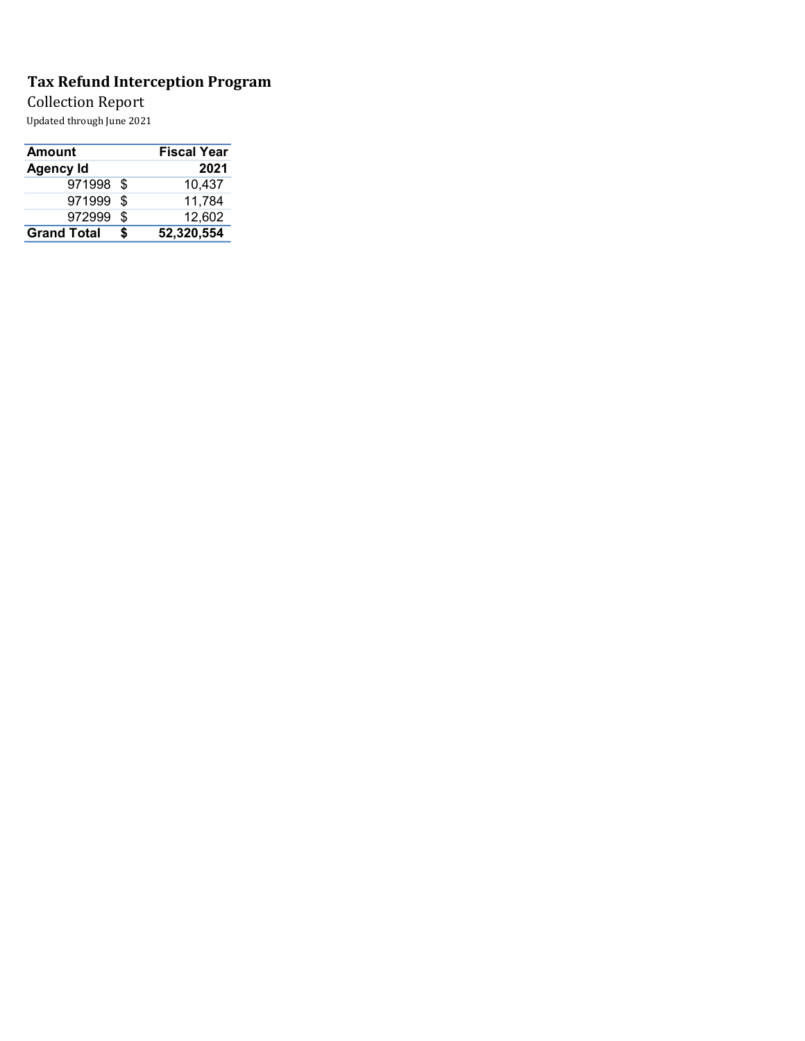**Tax Refund Interception Program**

Collection Report

Updated through June 2021

| Amount | | Fiscal Year |
|---|---|---|
| **Agency Id** | | **2021** |
| 971998 | $ | 10,437 |
| 971999 | $ | 11,784 |
| 972999 | $ | 12,602 |
| **Grand Total** | **$** | **52,320,554** |